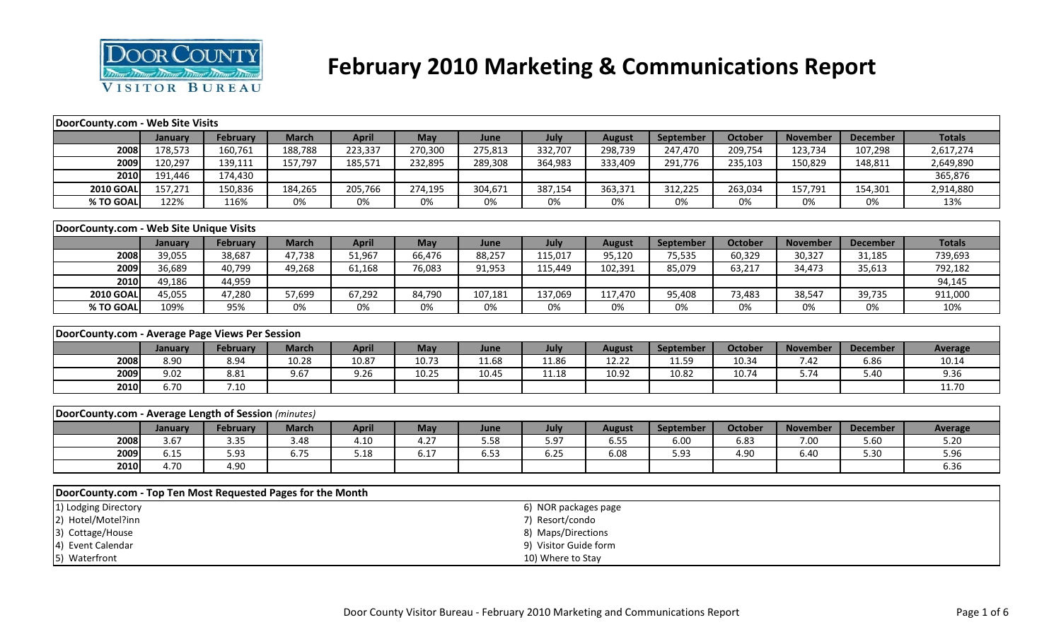# February 2010 Marketing & Communications Report

Door County Visitor Bureau

| DoorCounty.com - Web Site Visits | | | | | | | | | | | | | |
|---|---|---|---|---|---|---|---|---|---|---|---|---|---|
| | January | February | March | April | May | June | July | August | September | October | November | December | Totals |
| 2008 | 178,573 | 160,761 | 188,788 | 223,337 | 270,300 | 275,813 | 332,707 | 298,739 | 247,470 | 209,754 | 123,734 | 107,298 | 2,617,274 |
| 2009 | 120,297 | 139,111 | 157,797 | 185,571 | 232,895 | 289,308 | 364,983 | 333,409 | 291,776 | 235,103 | 150,829 | 148,811 | 2,649,890 |
| 2010 | 191,446 | 174,430 | | | | | | | | | | | 365,876 |
| 2010 GOAL | 157,271 | 150,836 | 184,265 | 205,766 | 274,195 | 304,671 | 387,154 | 363,371 | 312,225 | 263,034 | 157,791 | 154,301 | 2,914,880 |
| % TO GOAL | 122% | 116% | 0% | 0% | 0% | 0% | 0% | 0% | 0% | 0% | 0% | 0% | 13% |

| DoorCounty.com - Web Site Unique Visits | | | | | | | | | | | | | |
|---|---|---|---|---|---|---|---|---|---|---|---|---|---|
| | January | February | March | April | May | June | July | August | September | October | November | December | Totals |
| 2008 | 39,055 | 38,687 | 47,738 | 51,967 | 66,476 | 88,257 | 115,017 | 95,120 | 75,535 | 60,329 | 30,327 | 31,185 | 739,693 |
| 2009 | 36,689 | 40,799 | 49,268 | 61,168 | 76,083 | 91,953 | 115,449 | 102,391 | 85,079 | 63,217 | 34,473 | 35,613 | 792,182 |
| 2010 | 49,186 | 44,959 | | | | | | | | | | | 94,145 |
| 2010 GOAL | 45,055 | 47,280 | 57,699 | 67,292 | 84,790 | 107,181 | 137,069 | 117,470 | 95,408 | 73,483 | 38,547 | 39,735 | 911,000 |
| % TO GOAL | 109% | 95% | 0% | 0% | 0% | 0% | 0% | 0% | 0% | 0% | 0% | 0% | 10% |

| DoorCounty.com - Average Page Views Per Session | | | | | | | | | | | | | |
|---|---|---|---|---|---|---|---|---|---|---|---|---|---|
| | January | February | March | April | May | June | July | August | September | October | November | December | Average |
| 2008 | 8.90 | 8.94 | 10.28 | 10.87 | 10.73 | 11.68 | 11.86 | 12.22 | 11.59 | 10.34 | 7.42 | 6.86 | 10.14 |
| 2009 | 9.02 | 8.81 | 9.67 | 9.26 | 10.25 | 10.45 | 11.18 | 10.92 | 10.82 | 10.74 | 5.74 | 5.40 | 9.36 |
| 2010 | 6.70 | 7.10 | | | | | | | | | | | 11.70 |

| DoorCounty.com - Average Length of Session *(minutes)* | | | | | | | | | | | | | |
|---|---|---|---|---|---|---|---|---|---|---|---|---|---|
| | January | February | March | April | May | June | July | August | September | October | November | December | Average |
| 2008 | 3.67 | 3.35 | 3.48 | 4.10 | 4.27 | 5.58 | 5.97 | 6.55 | 6.00 | 6.83 | 7.00 | 5.60 | 5.20 |
| 2009 | 6.15 | 5.93 | 6.75 | 5.18 | 6.17 | 6.53 | 6.25 | 6.08 | 5.93 | 4.90 | 6.40 | 5.30 | 5.96 |
| 2010 | 4.70 | 4.90 | | | | | | | | | | | 6.36 |

| DoorCounty.com - Top Ten Most Requested Pages for the Month | |
|---|---|
| 1) Lodging Directory | 6) NOR packages page |
| 2) Hotel/Motel?inn | 7) Resort/condo |
| 3) Cottage/House | 8) Maps/Directions |
| 4) Event Calendar | 9) Visitor Guide form |
| 5) Waterfront | 10) Where to Stay |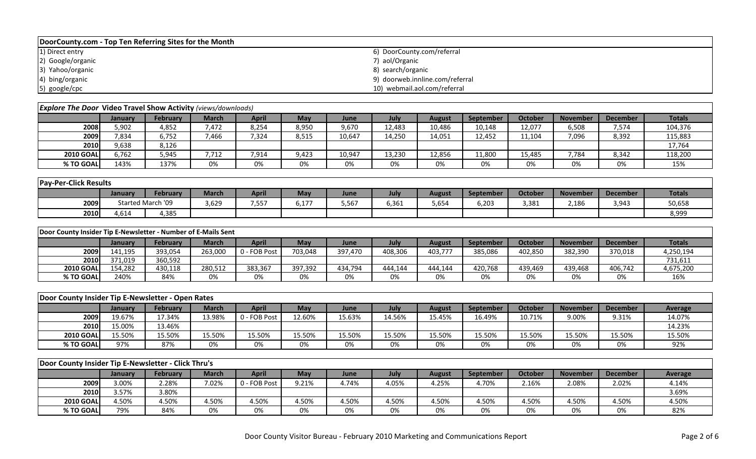## DoorCounty.com - Top Ten Referring Sites for the Month

1) Direct entry
2) Google/organic
3) Yahoo/organic
4) bing/organic
5) google/cpc
6) DoorCounty.com/referral
7) aol/Organic
8) search/organic
9) doorweb.innline.com/referral
10) webmail.aol.com/referral

## *Explore The Door* Video Travel Show Activity *(views/downloads)*

| | January | February | March | April | May | June | July | August | September | October | November | December | Totals |
|---|---|---|---|---|---|---|---|---|---|---|---|---|---|
| 2008 | 5,902 | 4,852 | 7,472 | 8,254 | 8,950 | 9,670 | 12,483 | 10,486 | 10,148 | 12,077 | 6,508 | 7,574 | 104,376 |
| 2009 | 7,834 | 6,752 | 7,466 | 7,324 | 8,515 | 10,647 | 14,250 | 14,051 | 12,452 | 11,104 | 7,096 | 8,392 | 115,883 |
| 2010 | 9,638 | 8,126 | | | | | | | | | | | 17,764 |
| 2010 GOAL | 6,762 | 5,945 | 7,712 | 7,914 | 9,423 | 10,947 | 13,230 | 12,856 | 11,800 | 15,485 | 7,784 | 8,342 | 118,200 |
| % TO GOAL | 143% | 137% | 0% | 0% | 0% | 0% | 0% | 0% | 0% | 0% | 0% | 0% | 15% |

## Pay-Per-Click Results

| | January | February | March | April | May | June | July | August | September | October | November | December | Totals |
|---|---|---|---|---|---|---|---|---|---|---|---|---|---|
| 2009 | Started March '09 | | 3,629 | 7,557 | 6,177 | 5,567 | 6,361 | 5,654 | 6,203 | 3,381 | 2,186 | 3,943 | 50,658 |
| 2010 | 4,614 | 4,385 | | | | | | | | | | | 8,999 |

## Door County Insider Tip E-Newsletter - Number of E-Mails Sent

| | January | February | March | April | May | June | July | August | September | October | November | December | Totals |
|---|---|---|---|---|---|---|---|---|---|---|---|---|---|
| 2009 | 141,195 | 393,054 | 263,000 | 0 - FOB Post | 703,048 | 397,470 | 408,306 | 403,777 | 385,086 | 402,850 | 382,390 | 370,018 | 4,250,194 |
| 2010 | 371,019 | 360,592 | | | | | | | | | | | 731,611 |
| 2010 GOAL | 154,282 | 430,118 | 280,512 | 383,367 | 397,392 | 434,794 | 444,144 | 444,144 | 420,768 | 439,469 | 439,468 | 406,742 | 4,675,200 |
| % TO GOAL | 240% | 84% | 0% | 0% | 0% | 0% | 0% | 0% | 0% | 0% | 0% | 0% | 16% |

## Door County Insider Tip E-Newsletter - Open Rates

| | January | February | March | April | May | June | July | August | September | October | November | December | Average |
|---|---|---|---|---|---|---|---|---|---|---|---|---|---|
| 2009 | 19.67% | 17.34% | 13.98% | 0 - FOB Post | 12.60% | 15.63% | 14.56% | 15.45% | 16.49% | 10.71% | 9.00% | 9.31% | 14.07% |
| 2010 | 15.00% | 13.46% | | | | | | | | | | | 14.23% |
| 2010 GOAL | 15.50% | 15.50% | 15.50% | 15.50% | 15.50% | 15.50% | 15.50% | 15.50% | 15.50% | 15.50% | 15.50% | 15.50% | 15.50% |
| % TO GOAL | 97% | 87% | 0% | 0% | 0% | 0% | 0% | 0% | 0% | 0% | 0% | 0% | 92% |

## Door County Insider Tip E-Newsletter - Click Thru's

| | January | February | March | April | May | June | July | August | September | October | November | December | Average |
|---|---|---|---|---|---|---|---|---|---|---|---|---|---|
| 2009 | 3.00% | 2.28% | 7.02% | 0 - FOB Post | 9.21% | 4.74% | 4.05% | 4.25% | 4.70% | 2.16% | 2.08% | 2.02% | 4.14% |
| 2010 | 3.57% | 3.80% | | | | | | | | | | | 3.69% |
| 2010 GOAL | 4.50% | 4.50% | 4.50% | 4.50% | 4.50% | 4.50% | 4.50% | 4.50% | 4.50% | 4.50% | 4.50% | 4.50% | 4.50% |
| % TO GOAL | 79% | 84% | 0% | 0% | 0% | 0% | 0% | 0% | 0% | 0% | 0% | 0% | 82% |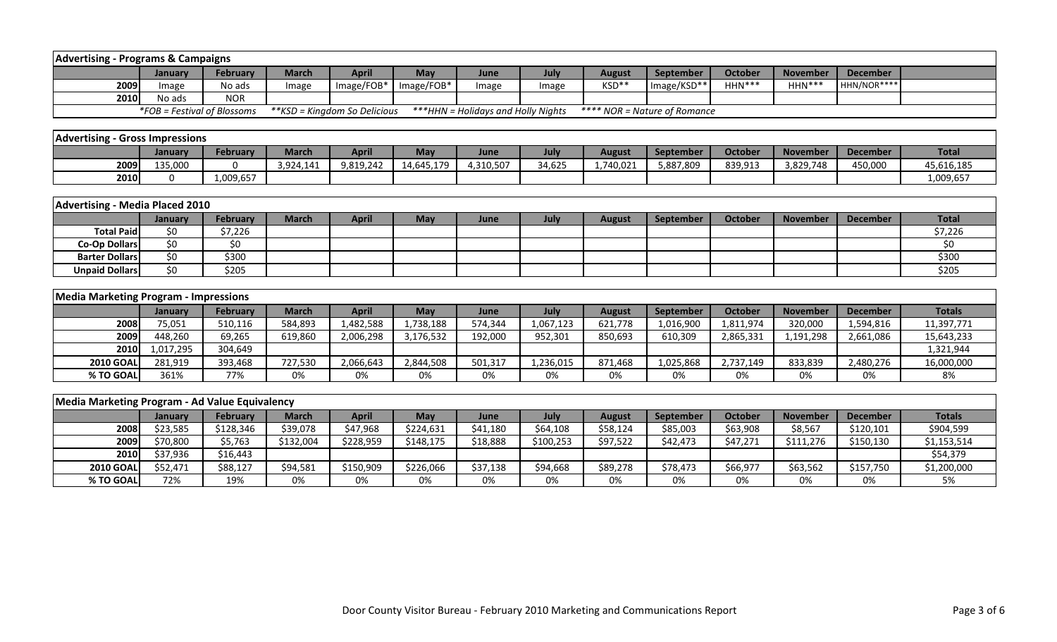**Advertising - Programs & Campaigns**

| | January | February | March | April | May | June | July | August | September | October | November | December | |
|---|---|---|---|---|---|---|---|---|---|---|---|---|---|
| 2009 | Image | No ads | Image | Image/FOB* | Image/FOB* | Image | Image | KSD** | Image/KSD** | HHN*** | HHN*** | HHN/NOR**** | |
| 2010 | No ads | NOR | | | | | | | | | | | |

*FOB = Festival of Blossoms **KSD = Kingdom So Delicious ***HHN = Holidays and Holly Nights **** NOR = Nature of Romance

**Advertising - Gross Impressions**

| | January | February | March | April | May | June | July | August | September | October | November | December | Total |
|---|---|---|---|---|---|---|---|---|---|---|---|---|---|
| 2009 | 135,000 | 0 | 3,924,141 | 9,819,242 | 14,645,179 | 4,310,507 | 34,625 | 1,740,021 | 5,887,809 | 839,913 | 3,829,748 | 450,000 | 45,616,185 |
| 2010 | 0 | 1,009,657 | | | | | | | | | | | 1,009,657 |

**Advertising - Media Placed 2010**

| | January | February | March | April | May | June | July | August | September | October | November | December | Total |
|---|---|---|---|---|---|---|---|---|---|---|---|---|---|
| Total Paid | $0 | $7,226 | | | | | | | | | | | $7,226 |
| Co-Op Dollars | $0 | $0 | | | | | | | | | | | $0 |
| Barter Dollars | $0 | $300 | | | | | | | | | | | $300 |
| Unpaid Dollars | $0 | $205 | | | | | | | | | | | $205 |

**Media Marketing Program - Impressions**

| | January | February | March | April | May | June | July | August | September | October | November | December | Totals |
|---|---|---|---|---|---|---|---|---|---|---|---|---|---|
| 2008 | 75,051 | 510,116 | 584,893 | 1,482,588 | 1,738,188 | 574,344 | 1,067,123 | 621,778 | 1,016,900 | 1,811,974 | 320,000 | 1,594,816 | 11,397,771 |
| 2009 | 448,260 | 69,265 | 619,860 | 2,006,298 | 3,176,532 | 192,000 | 952,301 | 850,693 | 610,309 | 2,865,331 | 1,191,298 | 2,661,086 | 15,643,233 |
| 2010 | 1,017,295 | 304,649 | | | | | | | | | | | 1,321,944 |
| 2010 GOAL | 281,919 | 393,468 | 727,530 | 2,066,643 | 2,844,508 | 501,317 | 1,236,015 | 871,468 | 1,025,868 | 2,737,149 | 833,839 | 2,480,276 | 16,000,000 |
| % TO GOAL | 361% | 77% | 0% | 0% | 0% | 0% | 0% | 0% | 0% | 0% | 0% | 0% | 8% |

**Media Marketing Program - Ad Value Equivalency**

| | January | February | March | April | May | June | July | August | September | October | November | December | Totals |
|---|---|---|---|---|---|---|---|---|---|---|---|---|---|
| 2008 | $23,585 | $128,346 | $39,078 | $47,968 | $224,631 | $41,180 | $64,108 | $58,124 | $85,003 | $63,908 | $8,567 | $120,101 | $904,599 |
| 2009 | $70,800 | $5,763 | $132,004 | $228,959 | $148,175 | $18,888 | $100,253 | $97,522 | $42,473 | $47,271 | $111,276 | $150,130 | $1,153,514 |
| 2010 | $37,936 | $16,443 | | | | | | | | | | | $54,379 |
| 2010 GOAL | $52,471 | $88,127 | $94,581 | $150,909 | $226,066 | $37,138 | $94,668 | $89,278 | $78,473 | $66,977 | $63,562 | $157,750 | $1,200,000 |
| % TO GOAL | 72% | 19% | 0% | 0% | 0% | 0% | 0% | 0% | 0% | 0% | 0% | 0% | 5% |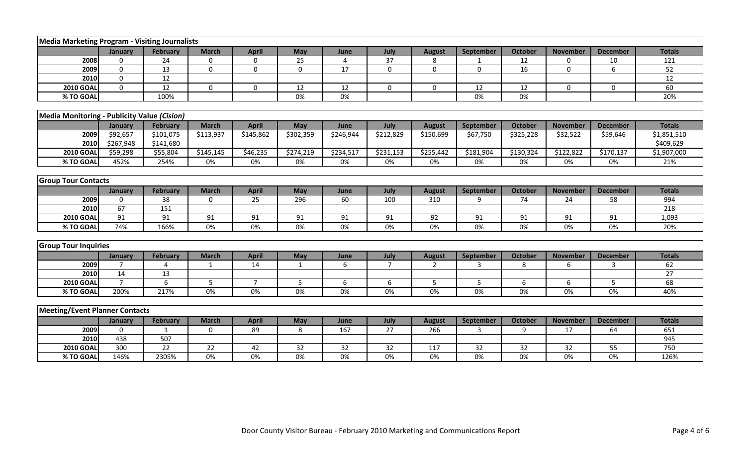## Media Marketing Program - Visiting Journalists

| | January | February | March | April | May | June | July | August | September | October | November | December | Totals |
|---|---|---|---|---|---|---|---|---|---|---|---|---|---|
| 2008 | 0 | 24 | 0 | 0 | 25 | 4 | 37 | 8 | 1 | 12 | 0 | 10 | 121 |
| 2009 | 0 | 13 | 0 | 0 | 0 | 17 | 0 | 0 | 0 | 16 | 0 | 6 | 52 |
| 2010 | 0 | 12 | | | | | | | | | | | 12 |
| 2010 GOAL | 0 | 12 | 0 | 0 | 12 | 12 | 0 | 0 | 12 | 12 | 0 | 0 | 60 |
| % TO GOAL | | 100% | | | 0% | 0% | | | 0% | 0% | | | 20% |

## Media Monitoring - Publicity Value *(Cision)*

| | January | February | March | April | May | June | July | August | September | October | November | December | Totals |
|---|---|---|---|---|---|---|---|---|---|---|---|---|---|
| 2009 | $92,657 | $101,075 | $113,937 | $145,862 | $302,359 | $246,944 | $212,829 | $150,699 | $67,750 | $325,228 | $32,522 | $59,646 | $1,851,510 |
| 2010 | $267,948 | $141,680 | | | | | | | | | | | $409,629 |
| 2010 GOAL | $59,298 | $55,804 | $145,145 | $46,235 | $274,219 | $234,517 | $231,153 | $255,442 | $181,904 | $130,324 | $122,822 | $170,137 | $1,907,000 |
| % TO GOAL | 452% | 254% | 0% | 0% | 0% | 0% | 0% | 0% | 0% | 0% | 0% | 0% | 21% |

## Group Tour Contacts

| | January | February | March | April | May | June | July | August | September | October | November | December | Totals |
|---|---|---|---|---|---|---|---|---|---|---|---|---|---|
| 2009 | 0 | 38 | 0 | 25 | 296 | 60 | 100 | 310 | 9 | 74 | 24 | 58 | 994 |
| 2010 | 67 | 151 | | | | | | | | | | | 218 |
| 2010 GOAL | 91 | 91 | 91 | 91 | 91 | 91 | 91 | 92 | 91 | 91 | 91 | 91 | 1,093 |
| % TO GOAL | 74% | 166% | 0% | 0% | 0% | 0% | 0% | 0% | 0% | 0% | 0% | 0% | 20% |

## Group Tour Inquiries

| | January | February | March | April | May | June | July | August | September | October | November | December | Totals |
|---|---|---|---|---|---|---|---|---|---|---|---|---|---|
| 2009 | 7 | 4 | 1 | 14 | 1 | 6 | 7 | 2 | 3 | 8 | 6 | 3 | 62 |
| 2010 | 14 | 13 | | | | | | | | | | | 27 |
| 2010 GOAL | 7 | 6 | 5 | 7 | 5 | 6 | 6 | 5 | 5 | 6 | 6 | 5 | 68 |
| % TO GOAL | 200% | 217% | 0% | 0% | 0% | 0% | 0% | 0% | 0% | 0% | 0% | 0% | 40% |

## Meeting/Event Planner Contacts

| | January | February | March | April | May | June | July | August | September | October | November | December | Totals |
|---|---|---|---|---|---|---|---|---|---|---|---|---|---|
| 2009 | 0 | 1 | 0 | 89 | 8 | 167 | 27 | 266 | 3 | 9 | 17 | 64 | 651 |
| 2010 | 438 | 507 | | | | | | | | | | | 945 |
| 2010 GOAL | 300 | 22 | 22 | 42 | 32 | 32 | 32 | 117 | 32 | 32 | 32 | 55 | 750 |
| % TO GOAL | 146% | 2305% | 0% | 0% | 0% | 0% | 0% | 0% | 0% | 0% | 0% | 0% | 126% |

Door County Visitor Bureau - February 2010 Marketing and Communications Report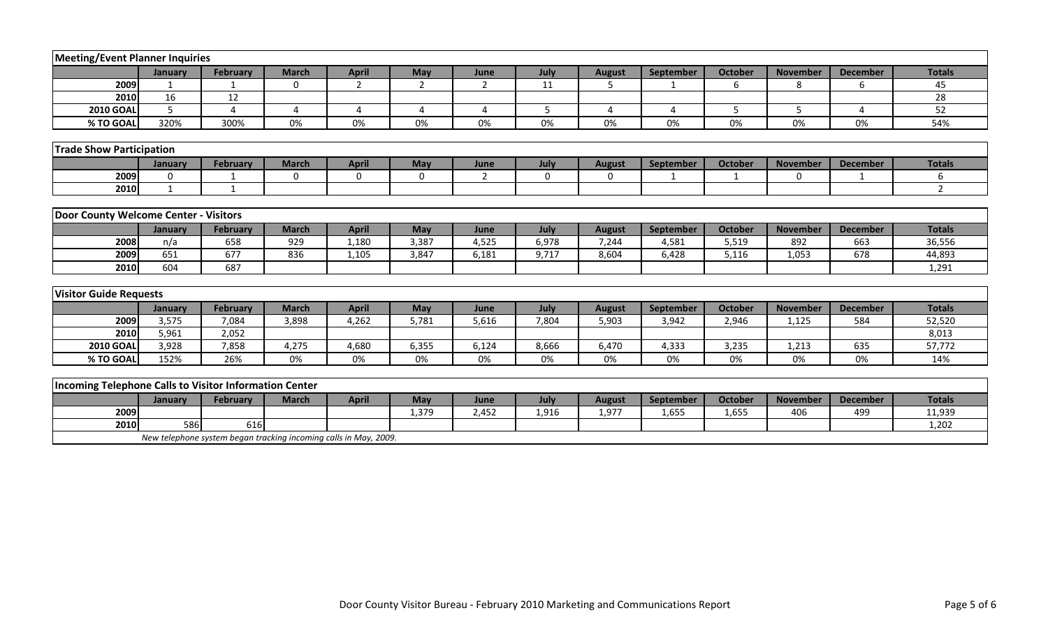## Meeting/Event Planner Inquiries

| | January | February | March | April | May | June | July | August | September | October | November | December | Totals |
|---|---|---|---|---|---|---|---|---|---|---|---|---|---|
| 2009 | 1 | 1 | 0 | 2 | 2 | 2 | 11 | 5 | 1 | 6 | 8 | 6 | 45 |
| 2010 | 16 | 12 | | | | | | | | | | | 28 |
| 2010 GOAL | 5 | 4 | 4 | 4 | 4 | 4 | 5 | 4 | 4 | 5 | 5 | 4 | 52 |
| % TO GOAL | 320% | 300% | 0% | 0% | 0% | 0% | 0% | 0% | 0% | 0% | 0% | 0% | 54% |

## Trade Show Participation

| | January | February | March | April | May | June | July | August | September | October | November | December | Totals |
|---|---|---|---|---|---|---|---|---|---|---|---|---|---|
| 2009 | 0 | 1 | 0 | 0 | 0 | 2 | 0 | 0 | 1 | 1 | 0 | 1 | 6 |
| 2010 | 1 | 1 | | | | | | | | | | | 2 |

## Door County Welcome Center - Visitors

| | January | February | March | April | May | June | July | August | September | October | November | December | Totals |
|---|---|---|---|---|---|---|---|---|---|---|---|---|---|
| 2008 | n/a | 658 | 929 | 1,180 | 3,387 | 4,525 | 6,978 | 7,244 | 4,581 | 5,519 | 892 | 663 | 36,556 |
| 2009 | 651 | 677 | 836 | 1,105 | 3,847 | 6,181 | 9,717 | 8,604 | 6,428 | 5,116 | 1,053 | 678 | 44,893 |
| 2010 | 604 | 687 | | | | | | | | | | | 1,291 |

## Visitor Guide Requests

| | January | February | March | April | May | June | July | August | September | October | November | December | Totals |
|---|---|---|---|---|---|---|---|---|---|---|---|---|---|
| 2009 | 3,575 | 7,084 | 3,898 | 4,262 | 5,781 | 5,616 | 7,804 | 5,903 | 3,942 | 2,946 | 1,125 | 584 | 52,520 |
| 2010 | 5,961 | 2,052 | | | | | | | | | | | 8,013 |
| 2010 GOAL | 3,928 | 7,858 | 4,275 | 4,680 | 6,355 | 6,124 | 8,666 | 6,470 | 4,333 | 3,235 | 1,213 | 635 | 57,772 |
| % TO GOAL | 152% | 26% | 0% | 0% | 0% | 0% | 0% | 0% | 0% | 0% | 0% | 0% | 14% |

## Incoming Telephone Calls to Visitor Information Center

| | January | February | March | April | May | June | July | August | September | October | November | December | Totals |
|---|---|---|---|---|---|---|---|---|---|---|---|---|---|
| 2009 | | | | | 1,379 | 2,452 | 1,916 | 1,977 | 1,655 | 1,655 | 406 | 499 | 11,939 |
| 2010 | 586 | 616 | | | | | | | | | | | 1,202 |

*New telephone system began tracking incoming calls in May, 2009.*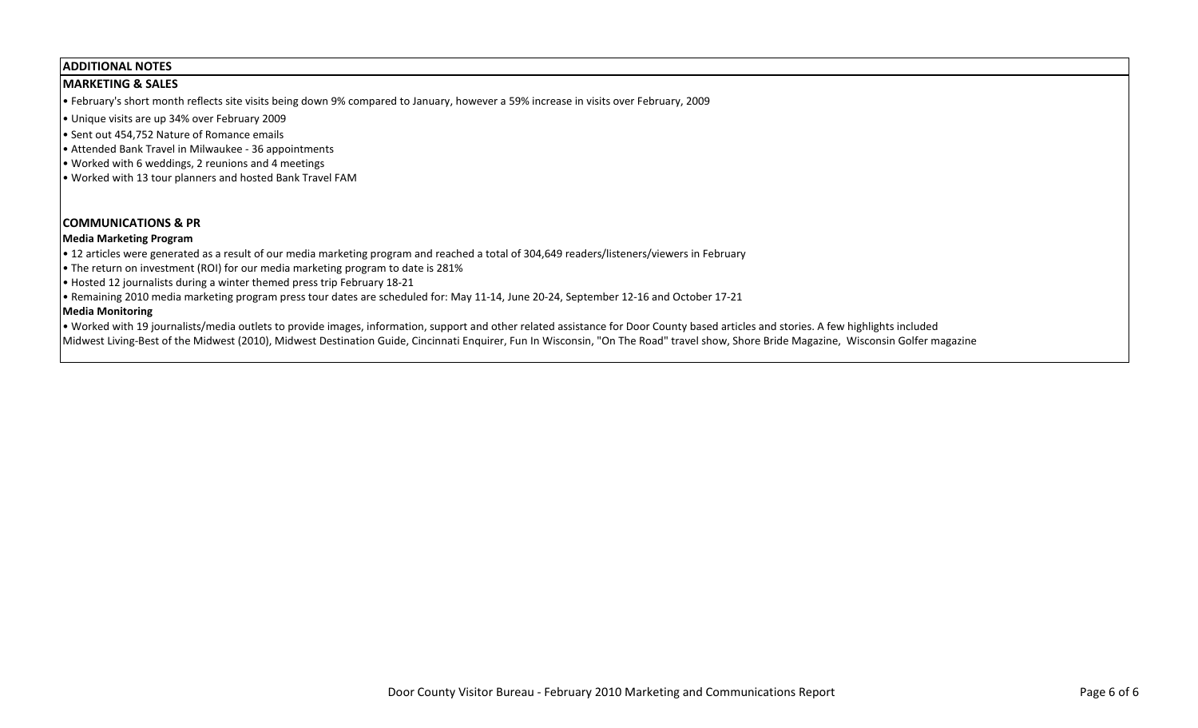## ADDITIONAL NOTES

### MARKETING & SALES

- February's short month reflects site visits being down 9% compared to January, however a 59% increase in visits over February, 2009
- Unique visits are up 34% over February 2009
- Sent out 454,752 Nature of Romance emails
- Attended Bank Travel in Milwaukee - 36 appointments
- Worked with 6 weddings, 2 reunions and 4 meetings
- Worked with 13 tour planners and hosted Bank Travel FAM

### COMMUNICATIONS & PR

**Media Marketing Program**

- 12 articles were generated as a result of our media marketing program and reached a total of 304,649 readers/listeners/viewers in February
- The return on investment (ROI) for our media marketing program to date is 281%
- Hosted 12 journalists during a winter themed press trip February 18-21
- Remaining 2010 media marketing program press tour dates are scheduled for: May 11-14, June 20-24, September 12-16 and October 17-21

**Media Monitoring**

- Worked with 19 journalists/media outlets to provide images, information, support and other related assistance for Door County based articles and stories. A few highlights included Midwest Living-Best of the Midwest (2010), Midwest Destination Guide, Cincinnati Enquirer, Fun In Wisconsin, "On The Road" travel show, Shore Bride Magazine, Wisconsin Golfer magazine